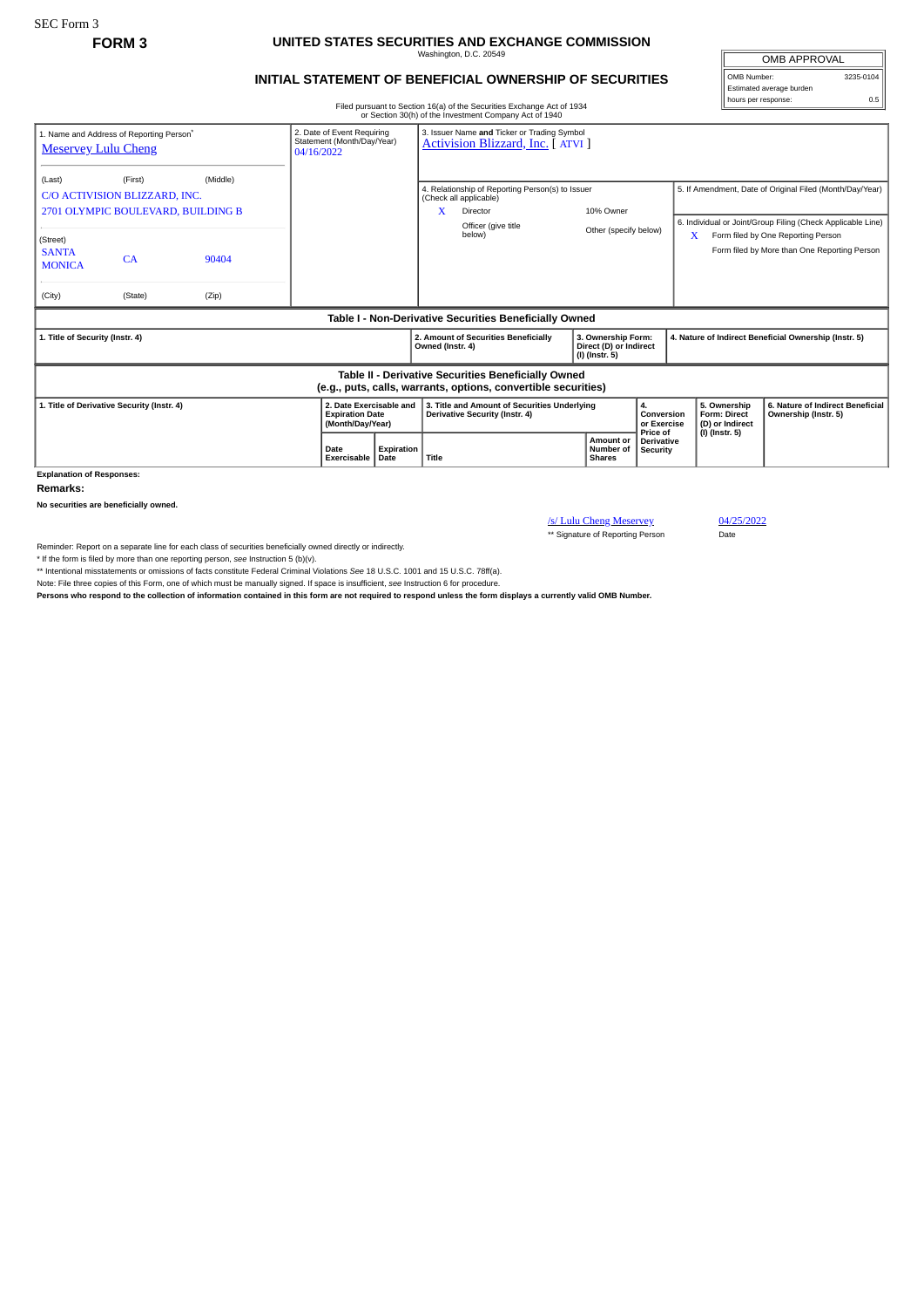SEC Form 3

**FORM 3**

# UNITED STATES SECURITIES AND EXCHANGE COMMISSION

Washington, D.C. 20549

## INITIAL STATEMENT OF BENEFICIAL OWNERSHIP OF SECURITIES

Filed pursuant to Section 16(a) of the Securities Exchange Act of 1934
or Section 30(h) of the Investment Company Act of 1940

| OMB APPROVAL | |
|---|---|
| OMB Number: | 3235-0104 |
| Estimated average burden | |
| hours per response: | 0.5 |

1. Name and Address of Reporting Person*
Meservey Lulu Cheng

(Last) (First) (Middle)
C/O ACTIVISION BLIZZARD, INC.
2701 OLYMPIC BOULEVARD, BUILDING B

(Street)
SANTA MONICA CA 90404

(City) (State) (Zip)

2. Date of Event Requiring Statement (Month/Day/Year)
04/16/2022

3. Issuer Name **and** Ticker or Trading Symbol
Activision Blizzard, Inc. [ ATVI ]

4. Relationship of Reporting Person(s) to Issuer (Check all applicable)
X Director
10% Owner
Officer (give title below)
Other (specify below)

5. If Amendment, Date of Original Filed (Month/Day/Year)

6. Individual or Joint/Group Filing (Check Applicable Line)
X Form filed by One Reporting Person
Form filed by More than One Reporting Person

**Table I - Non-Derivative Securities Beneficially Owned**

| 1. Title of Security (Instr. 4) | 2. Amount of Securities Beneficially Owned (Instr. 4) | 3. Ownership Form: Direct (D) or Indirect (I) (Instr. 5) | 4. Nature of Indirect Beneficial Ownership (Instr. 5) |
|---|---|---|---|

**Table II - Derivative Securities Beneficially Owned**
**(e.g., puts, calls, warrants, options, convertible securities)**

| 1. Title of Derivative Security (Instr. 4) | 2. Date Exercisable and Expiration Date (Month/Day/Year) | | 3. Title and Amount of Securities Underlying Derivative Security (Instr. 4) | | 4. Conversion or Exercise Price of Derivative Security | 5. Ownership Form: Direct (D) or Indirect (I) (Instr. 5) | 6. Nature of Indirect Beneficial Ownership (Instr. 5) |
|---|---|---|---|---|---|---|---|
| | Date Exercisable | Expiration Date | Title | Amount or Number of Shares | | | |

**Explanation of Responses:**

**Remarks:**

**No securities are beneficially owned.**

/s/ Lulu Cheng Meservey 04/25/2022
** Signature of Reporting Person Date

Reminder: Report on a separate line for each class of securities beneficially owned directly or indirectly.

* If the form is filed by more than one reporting person, *see* Instruction 5 (b)(v).

** Intentional misstatements or omissions of facts constitute Federal Criminal Violations *See* 18 U.S.C. 1001 and 15 U.S.C. 78ff(a).

Note: File three copies of this Form, one of which must be manually signed. If space is insufficient, *see* Instruction 6 for procedure.

**Persons who respond to the collection of information contained in this form are not required to respond unless the form displays a currently valid OMB Number.**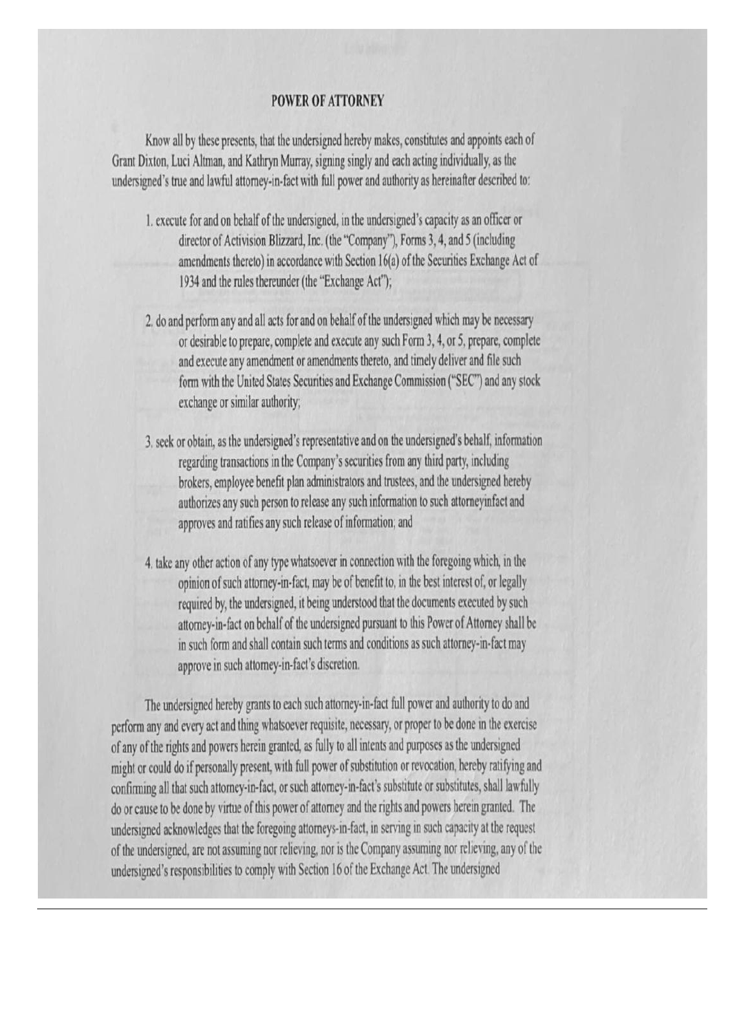# POWER OF ATTORNEY

Know all by these presents, that the undersigned hereby makes, constitutes and appoints each of Grant Dixton, Luci Altman, and Kathryn Murray, signing singly and each acting individually, as the undersigned's true and lawful attorney-in-fact with full power and authority as hereinafter described to:

1. execute for and on behalf of the undersigned, in the undersigned's capacity as an officer or director of Activision Blizzard, Inc. (the "Company"), Forms 3, 4, and 5 (including amendments thereto) in accordance with Section 16(a) of the Securities Exchange Act of 1934 and the rules thereunder (the "Exchange Act");

2. do and perform any and all acts for and on behalf of the undersigned which may be necessary or desirable to prepare, complete and execute any such Form 3, 4, or 5, prepare, complete and execute any amendment or amendments thereto, and timely deliver and file such form with the United States Securities and Exchange Commission ("SEC") and any stock exchange or similar authority;

3. seek or obtain, as the undersigned's representative and on the undersigned's behalf, information regarding transactions in the Company's securities from any third party, including brokers, employee benefit plan administrators and trustees, and the undersigned hereby authorizes any such person to release any such information to such attorneyinfact and approves and ratifies any such release of information; and

4. take any other action of any type whatsoever in connection with the foregoing which, in the opinion of such attorney-in-fact, may be of benefit to, in the best interest of, or legally required by, the undersigned, it being understood that the documents executed by such attorney-in-fact on behalf of the undersigned pursuant to this Power of Attorney shall be in such form and shall contain such terms and conditions as such attorney-in-fact may approve in such attorney-in-fact's discretion.

The undersigned hereby grants to each such attorney-in-fact full power and authority to do and perform any and every act and thing whatsoever requisite, necessary, or proper to be done in the exercise of any of the rights and powers herein granted, as fully to all intents and purposes as the undersigned might or could do if personally present, with full power of substitution or revocation, hereby ratifying and confirming all that such attorney-in-fact, or such attorney-in-fact's substitute or substitutes, shall lawfully do or cause to be done by virtue of this power of attorney and the rights and powers herein granted. The undersigned acknowledges that the foregoing attorneys-in-fact, in serving in such capacity at the request of the undersigned, are not assuming nor relieving, nor is the Company assuming nor relieving, any of the undersigned's responsibilities to comply with Section 16 of the Exchange Act. The undersigned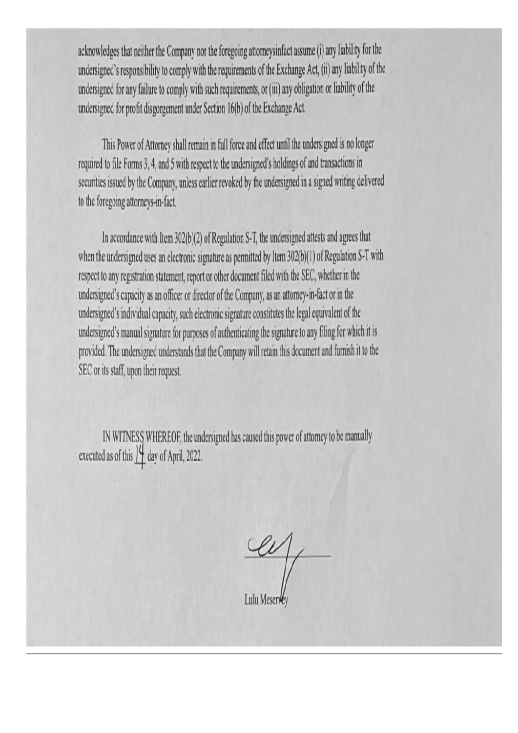acknowledges that neither the Company nor the foregoing attorneysinfact assume (i) any liability for the undersigned's responsibility to comply with the requirements of the Exchange Act, (ii) any liability of the undersigned for any failure to comply with such requirements, or (iii) any obligation or liability of the undersigned for profit disgorgement under Section 16(b) of the Exchange Act.

This Power of Attorney shall remain in full force and effect until the undersigned is no longer required to file Forms 3, 4, and 5 with respect to the undersigned's holdings of and transactions in securities issued by the Company, unless earlier revoked by the undersigned in a signed writing delivered to the foregoing attorneys-in-fact.

In accordance with Item 302(b)(2) of Regulation S-T, the undersigned attests and agrees that when the undersigned uses an electronic signature as permitted by Item 302(b)(1) of Regulation S-T with respect to any registration statement, report or other document filed with the SEC, whether in the undersigned's capacity as an officer or director of the Company, as an attorney-in-fact or in the undersigned's individual capacity, such electronic signature constitutes the legal equivalent of the undersigned's manual signature for purposes of authenticating the signature to any filing for which it is provided. The undersigned understands that the Company will retain this document and furnish it to the SEC or its staff, upon their request.

IN WITNESS WHEREOF, the undersigned has caused this power of attorney to be manually executed as of this 14 day of April, 2022.

Lulu Meservey